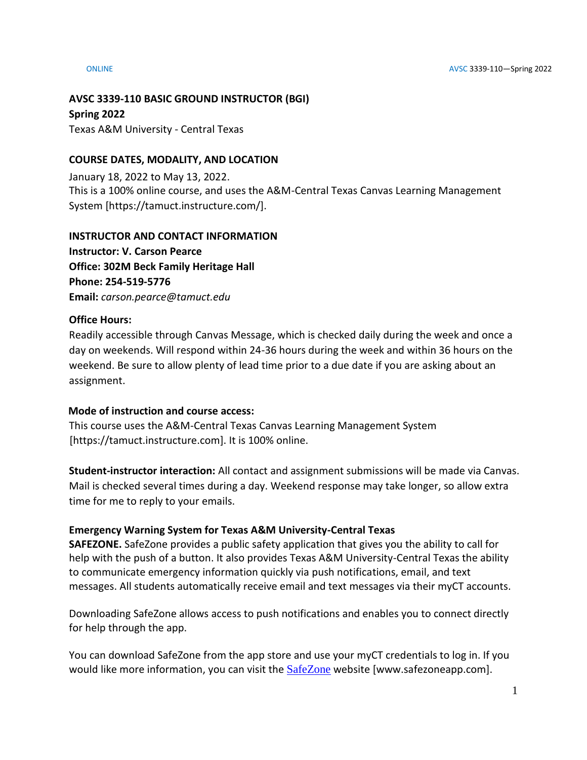# AVSC 3339-110 BASIC GROUND INSTRUCTOR (BGI)

**Spring 2022**

Texas A&M University - Central Texas

## COURSE DATES, MODALITY, AND LOCATION

January 18, 2022 to May 13, 2022.
This is a 100% online course, and uses the A&M-Central Texas Canvas Learning Management System [https://tamuct.instructure.com/].

## INSTRUCTOR AND CONTACT INFORMATION

**Instructor: V. Carson Pearce**
**Office: 302M Beck Family Heritage Hall**
**Phone: 254-519-5776**
**Email:** *carson.pearce@tamuct.edu*

**Office Hours:**

Readily accessible through Canvas Message, which is checked daily during the week and once a day on weekends. Will respond within 24-36 hours during the week and within 36 hours on the weekend. Be sure to allow plenty of lead time prior to a due date if you are asking about an assignment.

**Mode of instruction and course access:**

This course uses the A&M-Central Texas Canvas Learning Management System [https://tamuct.instructure.com]. It is 100% online.

**Student-instructor interaction:** All contact and assignment submissions will be made via Canvas. Mail is checked several times during a day. Weekend response may take longer, so allow extra time for me to reply to your emails.

**Emergency Warning System for Texas A&M University-Central Texas**

**SAFEZONE.** SafeZone provides a public safety application that gives you the ability to call for help with the push of a button. It also provides Texas A&M University-Central Texas the ability to communicate emergency information quickly via push notifications, email, and text messages. All students automatically receive email and text messages via their myCT accounts.

Downloading SafeZone allows access to push notifications and enables you to connect directly for help through the app.

You can download SafeZone from the app store and use your myCT credentials to log in. If you would like more information, you can visit the SafeZone website [www.safezoneapp.com].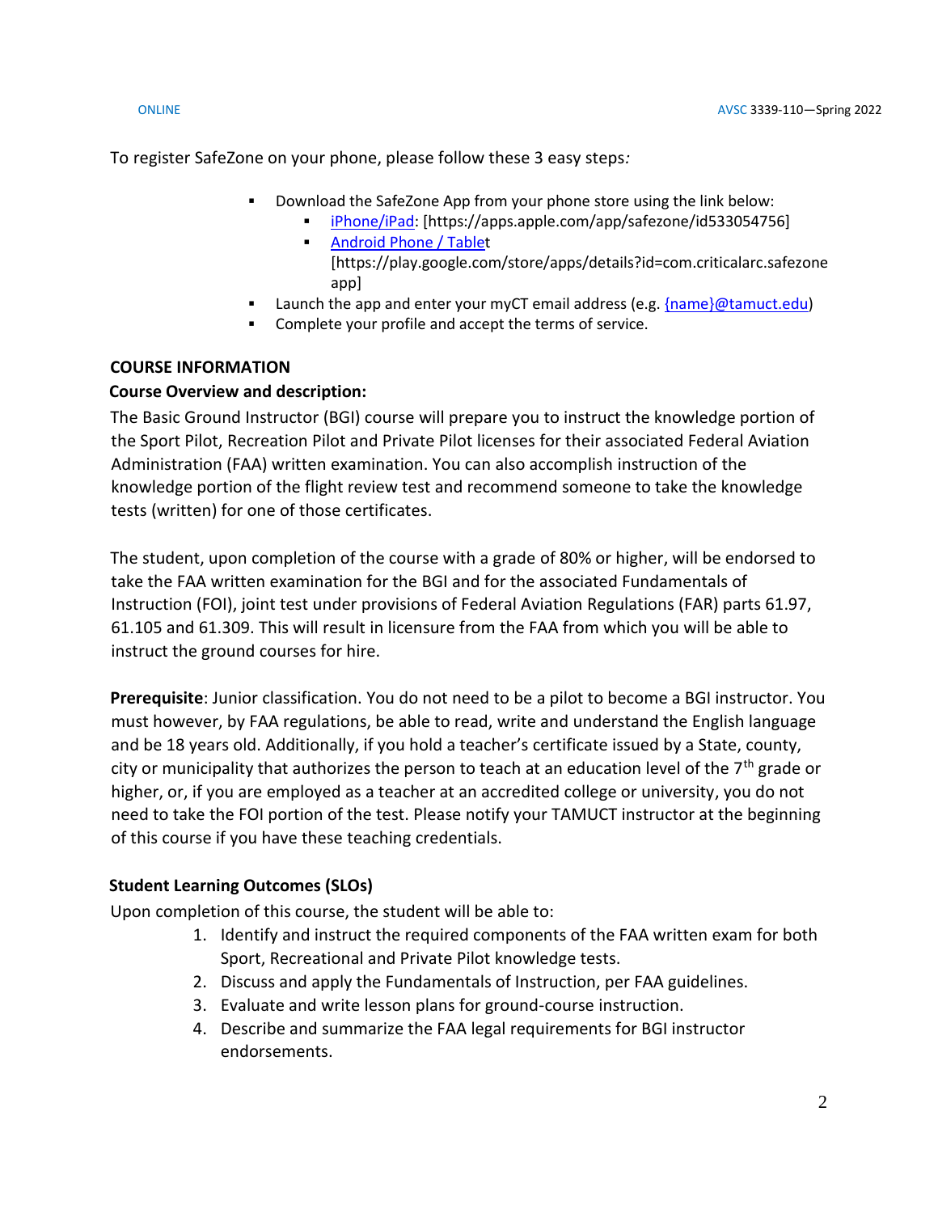To register SafeZone on your phone, please follow these 3 easy steps*:*

- Download the SafeZone App from your phone store using the link below:
  - iPhone/iPad: [https://apps.apple.com/app/safezone/id533054756]
  - Android Phone / Tablet [https://play.google.com/store/apps/details?id=com.criticalarc.safezoneapp]
- Launch the app and enter your myCT email address (e.g. {name}@tamuct.edu)
- Complete your profile and accept the terms of service.

**COURSE INFORMATION**

**Course Overview and description:**

The Basic Ground Instructor (BGI) course will prepare you to instruct the knowledge portion of the Sport Pilot, Recreation Pilot and Private Pilot licenses for their associated Federal Aviation Administration (FAA) written examination. You can also accomplish instruction of the knowledge portion of the flight review test and recommend someone to take the knowledge tests (written) for one of those certificates.

The student, upon completion of the course with a grade of 80% or higher, will be endorsed to take the FAA written examination for the BGI and for the associated Fundamentals of Instruction (FOI), joint test under provisions of Federal Aviation Regulations (FAR) parts 61.97, 61.105 and 61.309. This will result in licensure from the FAA from which you will be able to instruct the ground courses for hire.

**Prerequisite**: Junior classification. You do not need to be a pilot to become a BGI instructor. You must however, by FAA regulations, be able to read, write and understand the English language and be 18 years old. Additionally, if you hold a teacher's certificate issued by a State, county, city or municipality that authorizes the person to teach at an education level of the 7th grade or higher, or, if you are employed as a teacher at an accredited college or university, you do not need to take the FOI portion of the test. Please notify your TAMUCT instructor at the beginning of this course if you have these teaching credentials.

**Student Learning Outcomes (SLOs)**

Upon completion of this course, the student will be able to:

1. Identify and instruct the required components of the FAA written exam for both Sport, Recreational and Private Pilot knowledge tests.
2. Discuss and apply the Fundamentals of Instruction, per FAA guidelines.
3. Evaluate and write lesson plans for ground-course instruction.
4. Describe and summarize the FAA legal requirements for BGI instructor endorsements.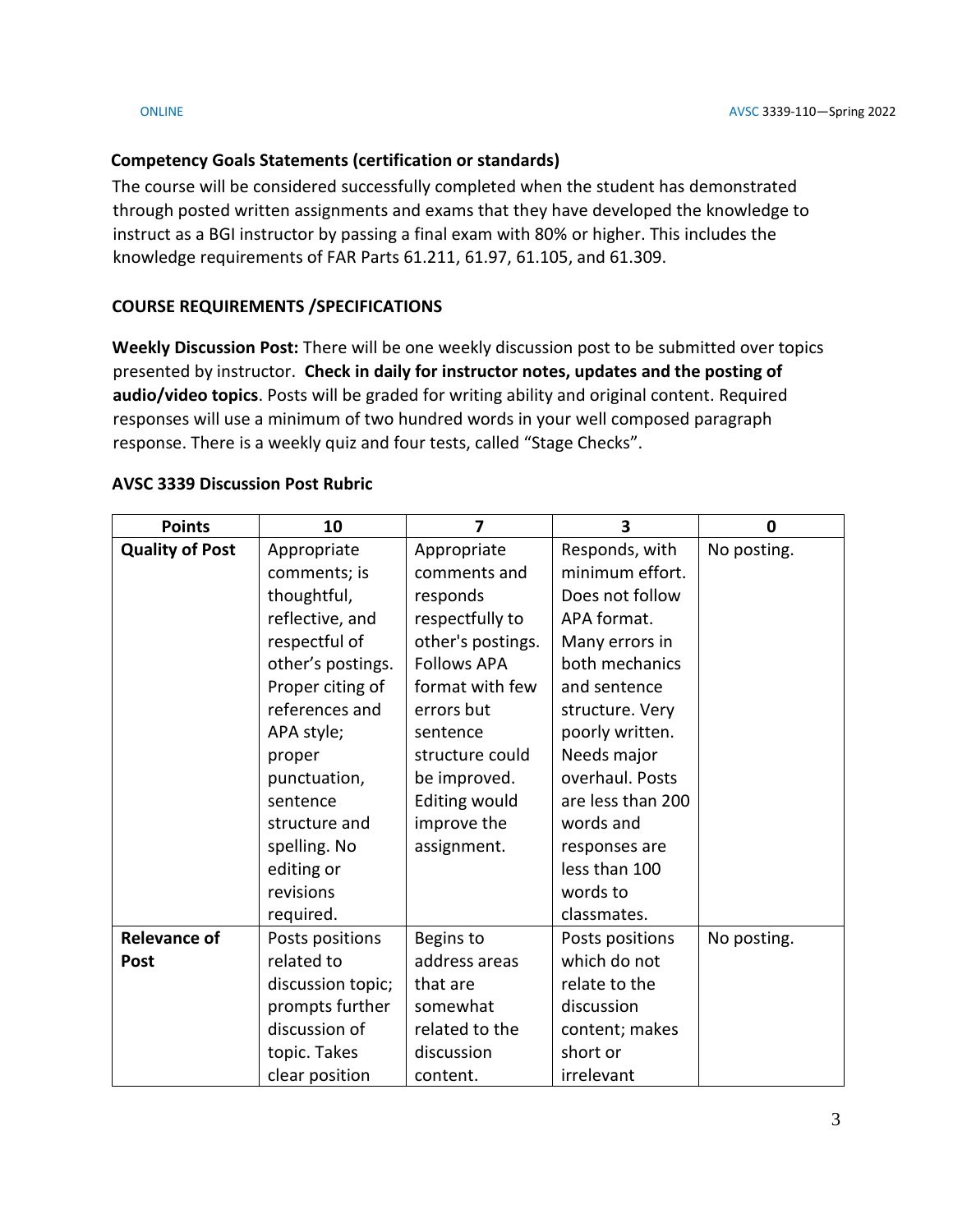### Competency Goals Statements (certification or standards)

The course will be considered successfully completed when the student has demonstrated through posted written assignments and exams that they have developed the knowledge to instruct as a BGI instructor by passing a final exam with 80% or higher. This includes the knowledge requirements of FAR Parts 61.211, 61.97, 61.105, and 61.309.

### COURSE REQUIREMENTS /SPECIFICATIONS

**Weekly Discussion Post:** There will be one weekly discussion post to be submitted over topics presented by instructor. **Check in daily for instructor notes, updates and the posting of audio/video topics**. Posts will be graded for writing ability and original content. Required responses will use a minimum of two hundred words in your well composed paragraph response. There is a weekly quiz and four tests, called "Stage Checks".

**AVSC 3339 Discussion Post Rubric**

| Points | 10 | 7 | 3 | 0 |
|---|---|---|---|---|
| **Quality of Post** | Appropriate comments; is thoughtful, reflective, and respectful of other's postings. Proper citing of references and APA style; proper punctuation, sentence structure and spelling. No editing or revisions required. | Appropriate comments and responds respectfully to other's postings. Follows APA format with few errors but sentence structure could be improved. Editing would improve the assignment. | Responds, with minimum effort. Does not follow APA format. Many errors in both mechanics and sentence structure. Very poorly written. Needs major overhaul. Posts are less than 200 words and responses are less than 100 words to classmates. | No posting. |
| **Relevance of Post** | Posts positions related to discussion topic; prompts further discussion of topic. Takes clear position | Begins to address areas that are somewhat related to the discussion content. | Posts positions which do not relate to the discussion content; makes short or irrelevant | No posting. |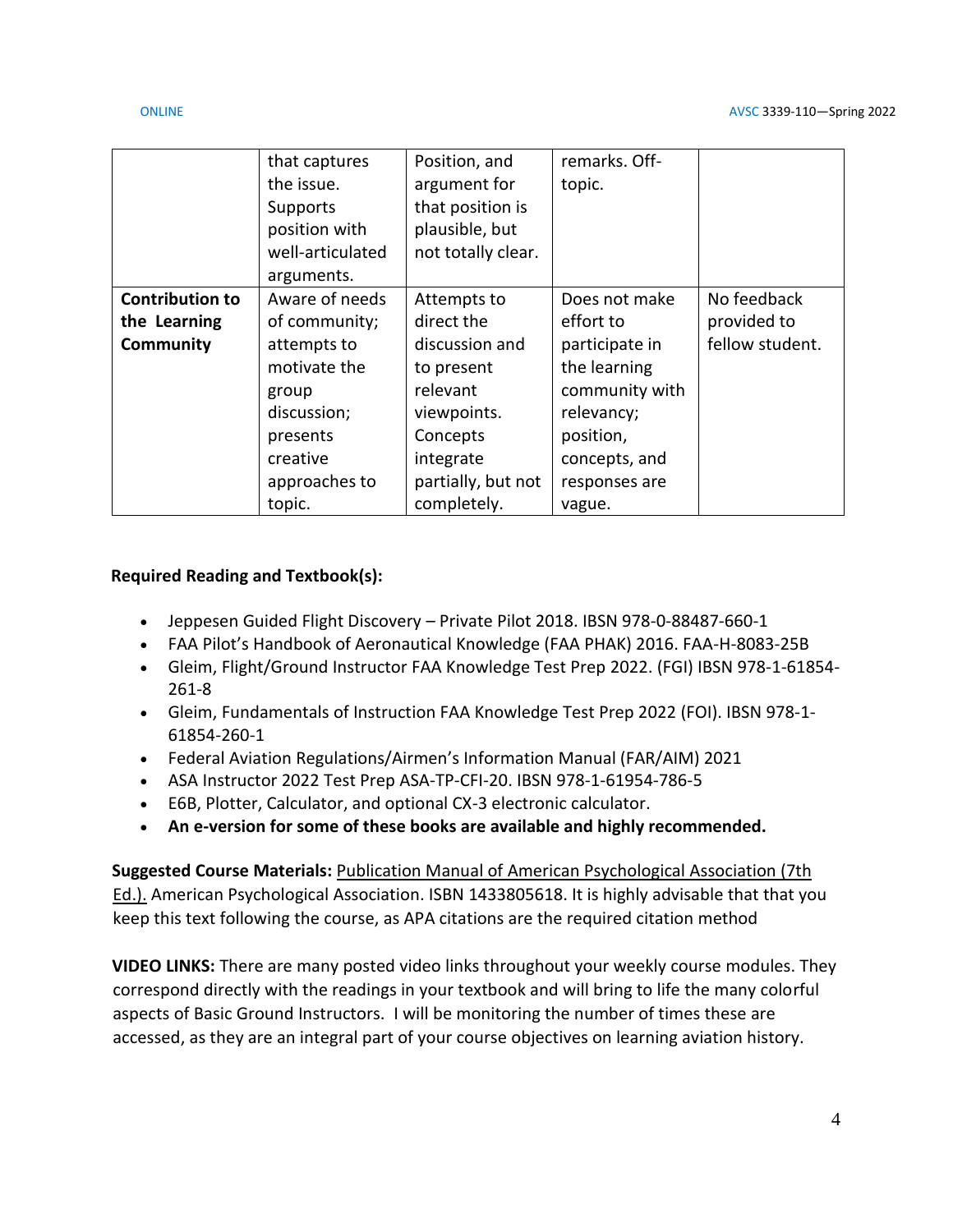| | | | | |
|---|---|---|---|---|
| | that captures the issue. Supports position with well-articulated arguments. | Position, and argument for that position is plausible, but not totally clear. | remarks. Off-topic. | |
| **Contribution to the Learning Community** | Aware of needs of community; attempts to motivate the group discussion; presents creative approaches to topic. | Attempts to direct the discussion and to present relevant viewpoints. Concepts integrate partially, but not completely. | Does not make effort to participate in the learning community with relevancy; position, concepts, and responses are vague. | No feedback provided to fellow student. |

**Required Reading and Textbook(s):**

- Jeppesen Guided Flight Discovery – Private Pilot 2018. IBSN 978-0-88487-660-1
- FAA Pilot's Handbook of Aeronautical Knowledge (FAA PHAK) 2016. FAA-H-8083-25B
- Gleim, Flight/Ground Instructor FAA Knowledge Test Prep 2022. (FGI) IBSN 978-1-61854-261-8
- Gleim, Fundamentals of Instruction FAA Knowledge Test Prep 2022 (FOI). IBSN 978-1-61854-260-1
- Federal Aviation Regulations/Airmen's Information Manual (FAR/AIM) 2021
- ASA Instructor 2022 Test Prep ASA-TP-CFI-20. IBSN 978-1-61954-786-5
- E6B, Plotter, Calculator, and optional CX-3 electronic calculator.
- **An e-version for some of these books are available and highly recommended.**

**Suggested Course Materials:** Publication Manual of American Psychological Association (7th Ed.). American Psychological Association. ISBN 1433805618. It is highly advisable that that you keep this text following the course, as APA citations are the required citation method

**VIDEO LINKS:** There are many posted video links throughout your weekly course modules. They correspond directly with the readings in your textbook and will bring to life the many colorful aspects of Basic Ground Instructors. I will be monitoring the number of times these are accessed, as they are an integral part of your course objectives on learning aviation history.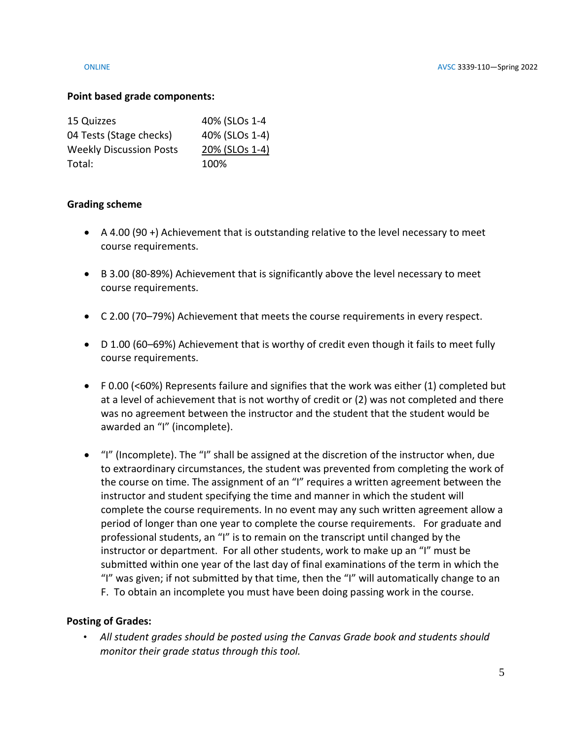**Point based grade components:**

| | |
|---|---|
| 15 Quizzes | 40% (SLOs 1-4 |
| 04 Tests (Stage checks) | 40% (SLOs 1-4) |
| Weekly Discussion Posts | 20% (SLOs 1-4) |
| Total: | 100% |

**Grading scheme**

- A 4.00 (90 +) Achievement that is outstanding relative to the level necessary to meet course requirements.
- B 3.00 (80-89%) Achievement that is significantly above the level necessary to meet course requirements.
- C 2.00 (70–79%) Achievement that meets the course requirements in every respect.
- D 1.00 (60–69%) Achievement that is worthy of credit even though it fails to meet fully course requirements.
- F 0.00 (<60%) Represents failure and signifies that the work was either (1) completed but at a level of achievement that is not worthy of credit or (2) was not completed and there was no agreement between the instructor and the student that the student would be awarded an "I" (incomplete).
- "I" (Incomplete). The "I" shall be assigned at the discretion of the instructor when, due to extraordinary circumstances, the student was prevented from completing the work of the course on time. The assignment of an "I" requires a written agreement between the instructor and student specifying the time and manner in which the student will complete the course requirements. In no event may any such written agreement allow a period of longer than one year to complete the course requirements. For graduate and professional students, an "I" is to remain on the transcript until changed by the instructor or department. For all other students, work to make up an "I" must be submitted within one year of the last day of final examinations of the term in which the "I" was given; if not submitted by that time, then the "I" will automatically change to an F. To obtain an incomplete you must have been doing passing work in the course.

**Posting of Grades:**

- *All student grades should be posted using the Canvas Grade book and students should monitor their grade status through this tool.*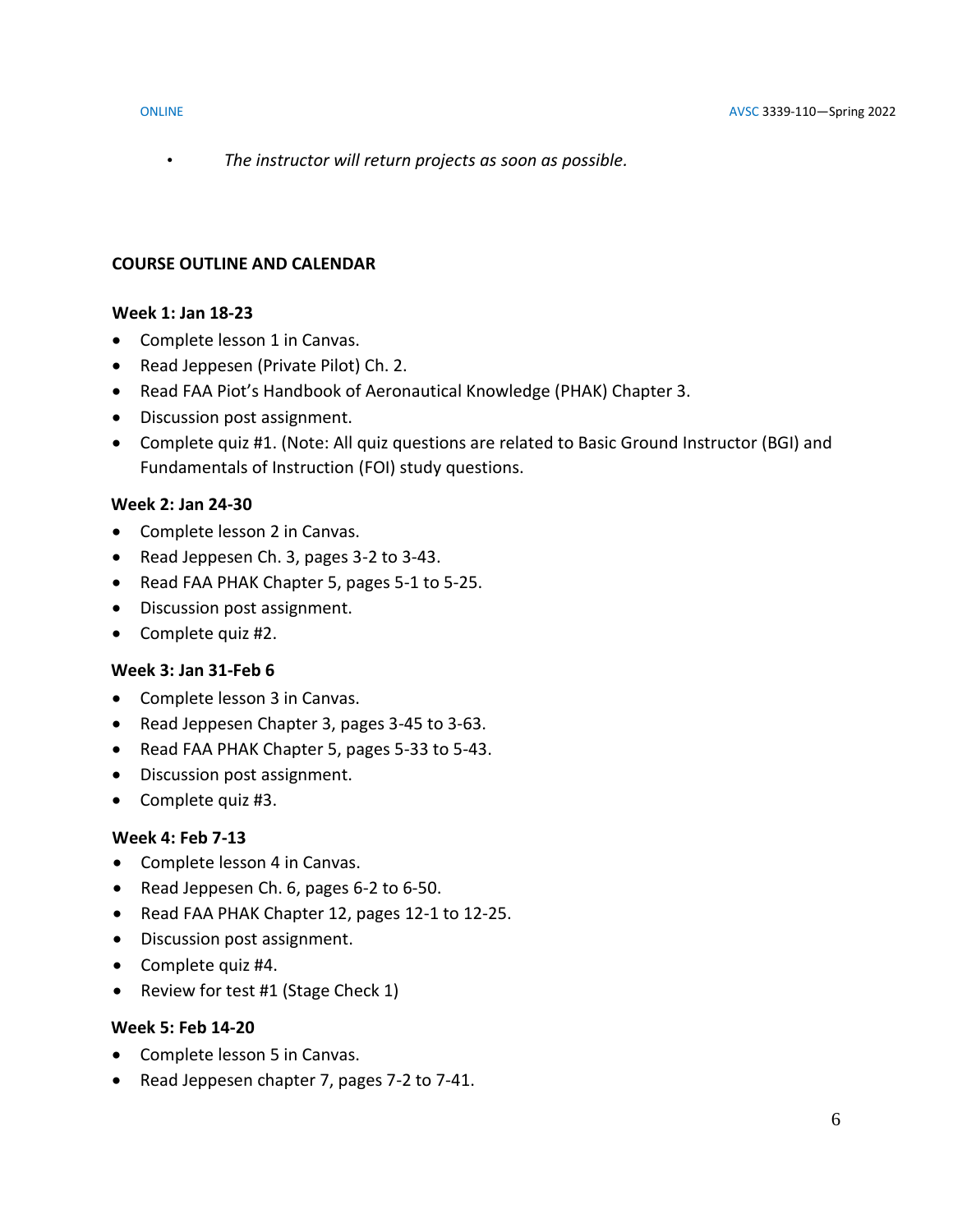- *The instructor will return projects as soon as possible.*

## COURSE OUTLINE AND CALENDAR

**Week 1: Jan 18-23**

- Complete lesson 1 in Canvas.
- Read Jeppesen (Private Pilot) Ch. 2.
- Read FAA Piot's Handbook of Aeronautical Knowledge (PHAK) Chapter 3.
- Discussion post assignment.
- Complete quiz #1. (Note: All quiz questions are related to Basic Ground Instructor (BGI) and Fundamentals of Instruction (FOI) study questions.

**Week 2: Jan 24-30**

- Complete lesson 2 in Canvas.
- Read Jeppesen Ch. 3, pages 3-2 to 3-43.
- Read FAA PHAK Chapter 5, pages 5-1 to 5-25.
- Discussion post assignment.
- Complete quiz #2.

**Week 3: Jan 31-Feb 6**

- Complete lesson 3 in Canvas.
- Read Jeppesen Chapter 3, pages 3-45 to 3-63.
- Read FAA PHAK Chapter 5, pages 5-33 to 5-43.
- Discussion post assignment.
- Complete quiz #3.

**Week 4: Feb 7-13**

- Complete lesson 4 in Canvas.
- Read Jeppesen Ch. 6, pages 6-2 to 6-50.
- Read FAA PHAK Chapter 12, pages 12-1 to 12-25.
- Discussion post assignment.
- Complete quiz #4.
- Review for test #1 (Stage Check 1)

**Week 5: Feb 14-20**

- Complete lesson 5 in Canvas.
- Read Jeppesen chapter 7, pages 7-2 to 7-41.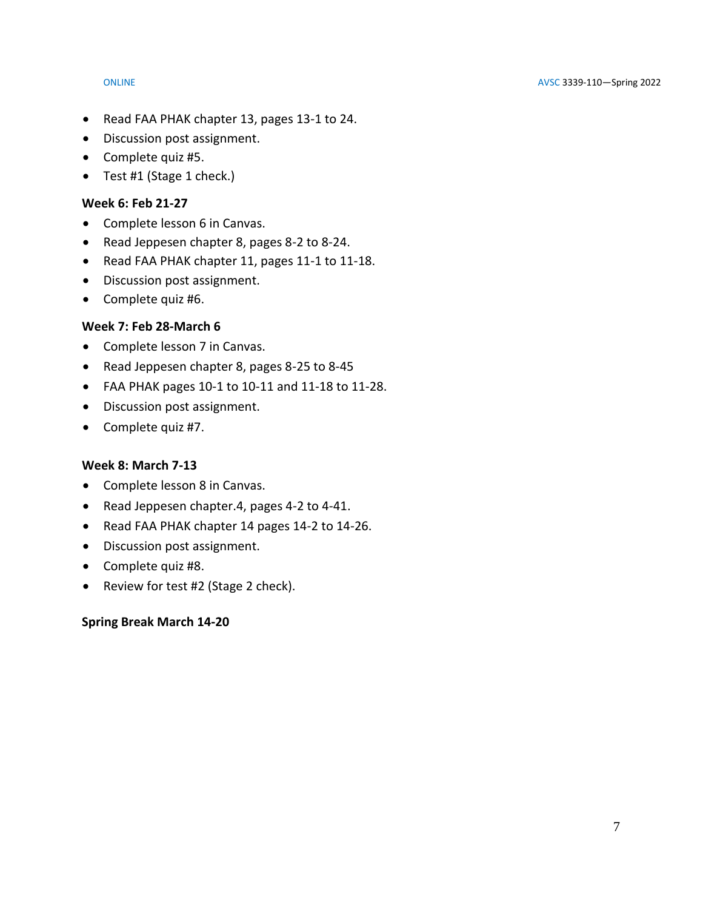- Read FAA PHAK chapter 13, pages 13-1 to 24.
- Discussion post assignment.
- Complete quiz #5.
- Test #1 (Stage 1 check.)

**Week 6: Feb 21-27**

- Complete lesson 6 in Canvas.
- Read Jeppesen chapter 8, pages 8-2 to 8-24.
- Read FAA PHAK chapter 11, pages 11-1 to 11-18.
- Discussion post assignment.
- Complete quiz #6.

**Week 7: Feb 28-March 6**

- Complete lesson 7 in Canvas.
- Read Jeppesen chapter 8, pages 8-25 to 8-45
- FAA PHAK pages 10-1 to 10-11 and 11-18 to 11-28.
- Discussion post assignment.
- Complete quiz #7.

**Week 8: March 7-13**

- Complete lesson 8 in Canvas.
- Read Jeppesen chapter.4, pages 4-2 to 4-41.
- Read FAA PHAK chapter 14 pages 14-2 to 14-26.
- Discussion post assignment.
- Complete quiz #8.
- Review for test #2 (Stage 2 check).

**Spring Break March 14-20**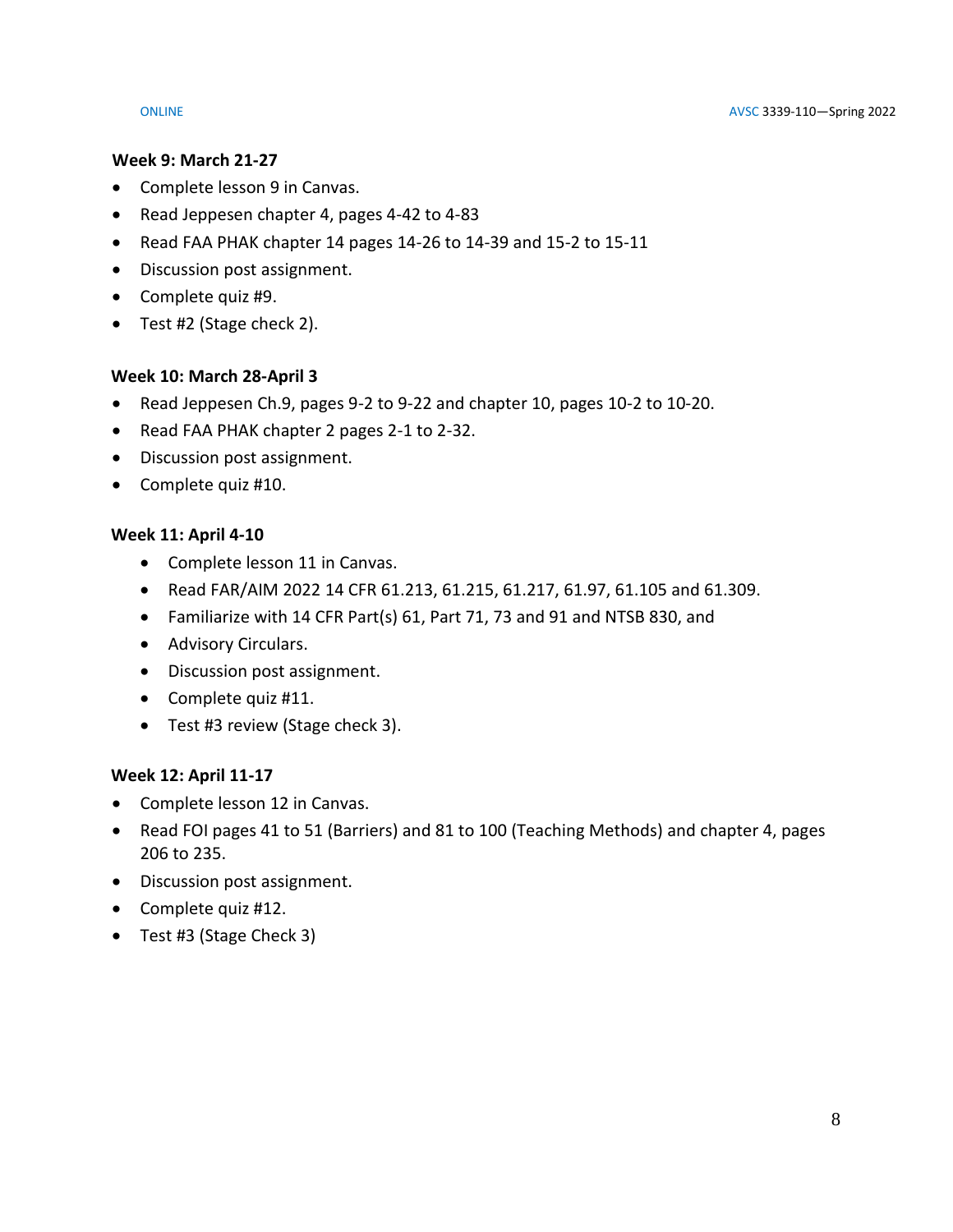**Week 9: March 21-27**

- Complete lesson 9 in Canvas.
- Read Jeppesen chapter 4, pages 4-42 to 4-83
- Read FAA PHAK chapter 14 pages 14-26 to 14-39 and 15-2 to 15-11
- Discussion post assignment.
- Complete quiz #9.
- Test #2 (Stage check 2).

**Week 10: March 28-April 3**

- Read Jeppesen Ch.9, pages 9-2 to 9-22 and chapter 10, pages 10-2 to 10-20.
- Read FAA PHAK chapter 2 pages 2-1 to 2-32.
- Discussion post assignment.
- Complete quiz #10.

**Week 11: April 4-10**

- Complete lesson 11 in Canvas.
- Read FAR/AIM 2022 14 CFR 61.213, 61.215, 61.217, 61.97, 61.105 and 61.309.
- Familiarize with 14 CFR Part(s) 61, Part 71, 73 and 91 and NTSB 830, and
- Advisory Circulars.
- Discussion post assignment.
- Complete quiz #11.
- Test #3 review (Stage check 3).

**Week 12: April 11-17**

- Complete lesson 12 in Canvas.
- Read FOI pages 41 to 51 (Barriers) and 81 to 100 (Teaching Methods) and chapter 4, pages 206 to 235.
- Discussion post assignment.
- Complete quiz #12.
- Test #3 (Stage Check 3)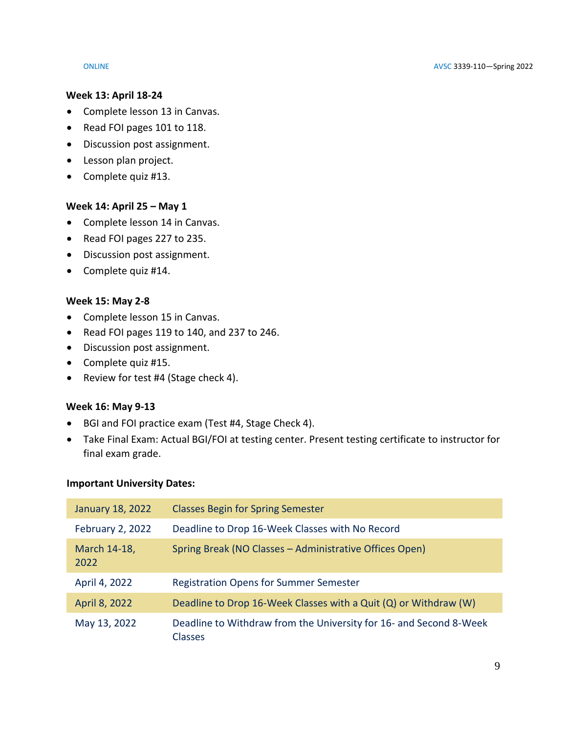**Week 13: April 18-24**

- Complete lesson 13 in Canvas.
- Read FOI pages 101 to 118.
- Discussion post assignment.
- Lesson plan project.
- Complete quiz #13.

**Week 14: April 25 – May 1**

- Complete lesson 14 in Canvas.
- Read FOI pages 227 to 235.
- Discussion post assignment.
- Complete quiz #14.

**Week 15: May 2-8**

- Complete lesson 15 in Canvas.
- Read FOI pages 119 to 140, and 237 to 246.
- Discussion post assignment.
- Complete quiz #15.
- Review for test #4 (Stage check 4).

**Week 16: May 9-13**

- BGI and FOI practice exam (Test #4, Stage Check 4).
- Take Final Exam: Actual BGI/FOI at testing center. Present testing certificate to instructor for final exam grade.

**Important University Dates:**

| | |
|---|---|
| January 18, 2022 | Classes Begin for Spring Semester |
| February 2, 2022 | Deadline to Drop 16-Week Classes with No Record |
| March 14-18, 2022 | Spring Break (NO Classes – Administrative Offices Open) |
| April 4, 2022 | Registration Opens for Summer Semester |
| April 8, 2022 | Deadline to Drop 16-Week Classes with a Quit (Q) or Withdraw (W) |
| May 13, 2022 | Deadline to Withdraw from the University for 16- and Second 8-Week Classes |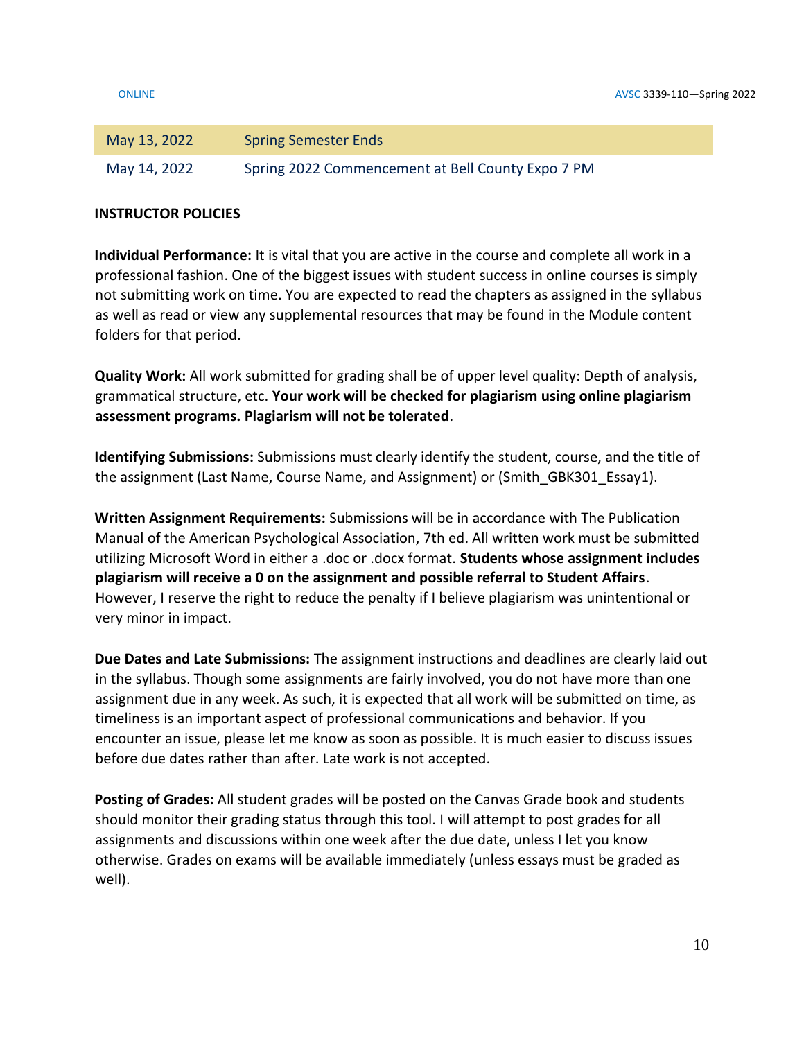| May 13, 2022 | Spring Semester Ends |
|---|---|
| May 14, 2022 | Spring 2022 Commencement at Bell County Expo 7 PM |

**INSTRUCTOR POLICIES**

**Individual Performance:** It is vital that you are active in the course and complete all work in a professional fashion. One of the biggest issues with student success in online courses is simply not submitting work on time. You are expected to read the chapters as assigned in the syllabus as well as read or view any supplemental resources that may be found in the Module content folders for that period.

**Quality Work:** All work submitted for grading shall be of upper level quality: Depth of analysis, grammatical structure, etc. **Your work will be checked for plagiarism using online plagiarism assessment programs. Plagiarism will not be tolerated**.

**Identifying Submissions:** Submissions must clearly identify the student, course, and the title of the assignment (Last Name, Course Name, and Assignment) or (Smith_GBK301_Essay1).

**Written Assignment Requirements:** Submissions will be in accordance with The Publication Manual of the American Psychological Association, 7th ed. All written work must be submitted utilizing Microsoft Word in either a .doc or .docx format. **Students whose assignment includes plagiarism will receive a 0 on the assignment and possible referral to Student Affairs**. However, I reserve the right to reduce the penalty if I believe plagiarism was unintentional or very minor in impact.

**Due Dates and Late Submissions:** The assignment instructions and deadlines are clearly laid out in the syllabus. Though some assignments are fairly involved, you do not have more than one assignment due in any week. As such, it is expected that all work will be submitted on time, as timeliness is an important aspect of professional communications and behavior. If you encounter an issue, please let me know as soon as possible. It is much easier to discuss issues before due dates rather than after. Late work is not accepted.

**Posting of Grades:** All student grades will be posted on the Canvas Grade book and students should monitor their grading status through this tool. I will attempt to post grades for all assignments and discussions within one week after the due date, unless I let you know otherwise. Grades on exams will be available immediately (unless essays must be graded as well).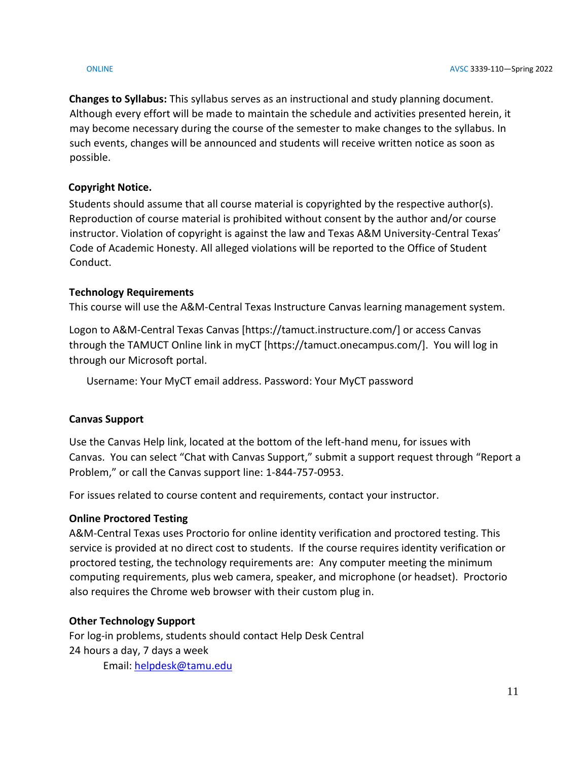**Changes to Syllabus:** This syllabus serves as an instructional and study planning document. Although every effort will be made to maintain the schedule and activities presented herein, it may become necessary during the course of the semester to make changes to the syllabus. In such events, changes will be announced and students will receive written notice as soon as possible.

**Copyright Notice.**

Students should assume that all course material is copyrighted by the respective author(s). Reproduction of course material is prohibited without consent by the author and/or course instructor. Violation of copyright is against the law and Texas A&M University-Central Texas' Code of Academic Honesty. All alleged violations will be reported to the Office of Student Conduct.

**Technology Requirements**

This course will use the A&M-Central Texas Instructure Canvas learning management system.

Logon to A&M-Central Texas Canvas [https://tamuct.instructure.com/] or access Canvas through the TAMUCT Online link in myCT [https://tamuct.onecampus.com/]. You will log in through our Microsoft portal.

Username: Your MyCT email address. Password: Your MyCT password

**Canvas Support**

Use the Canvas Help link, located at the bottom of the left-hand menu, for issues with Canvas. You can select "Chat with Canvas Support," submit a support request through "Report a Problem," or call the Canvas support line: 1-844-757-0953.

For issues related to course content and requirements, contact your instructor.

**Online Proctored Testing**

A&M-Central Texas uses Proctorio for online identity verification and proctored testing. This service is provided at no direct cost to students. If the course requires identity verification or proctored testing, the technology requirements are: Any computer meeting the minimum computing requirements, plus web camera, speaker, and microphone (or headset). Proctorio also requires the Chrome web browser with their custom plug in.

**Other Technology Support**

For log-in problems, students should contact Help Desk Central
24 hours a day, 7 days a week

Email: helpdesk@tamu.edu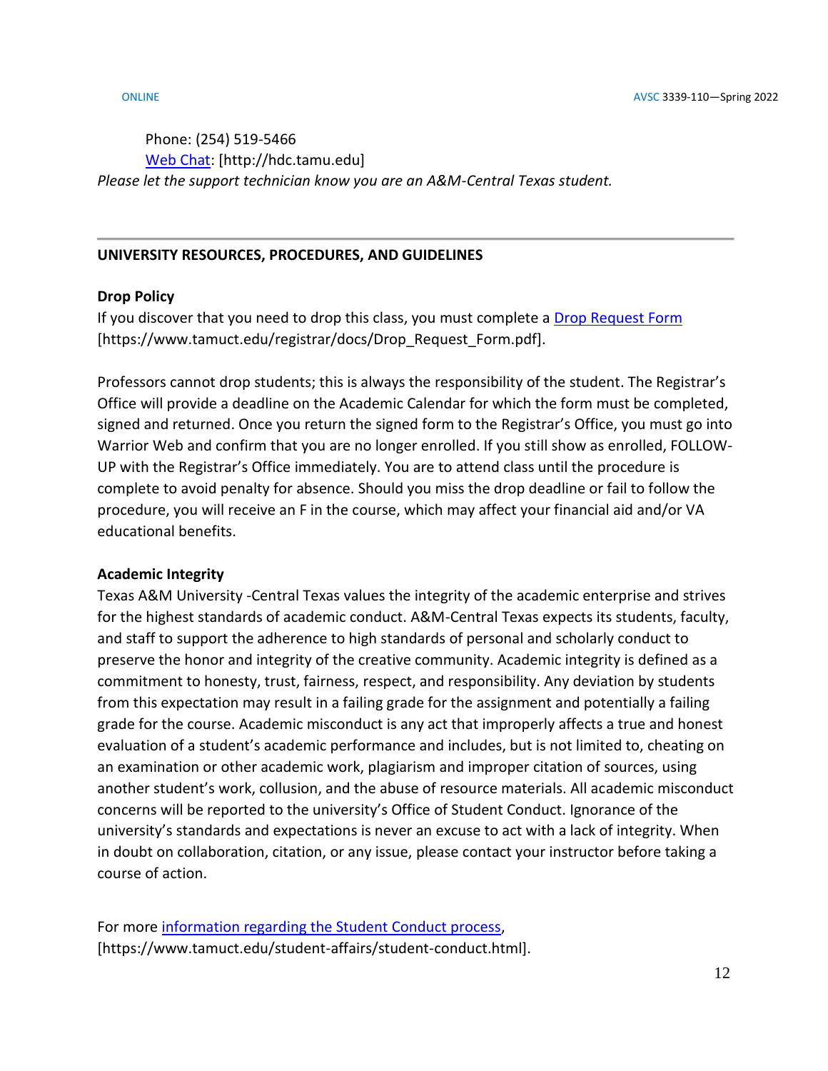Phone: (254) 519-5466
[Web Chat](http://hdc.tamu.edu): [http://hdc.tamu.edu]
*Please let the support technician know you are an A&M-Central Texas student.*

---

**UNIVERSITY RESOURCES, PROCEDURES, AND GUIDELINES**

**Drop Policy**
If you discover that you need to drop this class, you must complete a [Drop Request Form](https://www.tamuct.edu/registrar/docs/Drop_Request_Form.pdf) [https://www.tamuct.edu/registrar/docs/Drop_Request_Form.pdf].

Professors cannot drop students; this is always the responsibility of the student. The Registrar's Office will provide a deadline on the Academic Calendar for which the form must be completed, signed and returned. Once you return the signed form to the Registrar's Office, you must go into Warrior Web and confirm that you are no longer enrolled. If you still show as enrolled, FOLLOW-UP with the Registrar's Office immediately. You are to attend class until the procedure is complete to avoid penalty for absence. Should you miss the drop deadline or fail to follow the procedure, you will receive an F in the course, which may affect your financial aid and/or VA educational benefits.

**Academic Integrity**
Texas A&M University -Central Texas values the integrity of the academic enterprise and strives for the highest standards of academic conduct. A&M-Central Texas expects its students, faculty, and staff to support the adherence to high standards of personal and scholarly conduct to preserve the honor and integrity of the creative community. Academic integrity is defined as a commitment to honesty, trust, fairness, respect, and responsibility. Any deviation by students from this expectation may result in a failing grade for the assignment and potentially a failing grade for the course. Academic misconduct is any act that improperly affects a true and honest evaluation of a student's academic performance and includes, but is not limited to, cheating on an examination or other academic work, plagiarism and improper citation of sources, using another student's work, collusion, and the abuse of resource materials. All academic misconduct concerns will be reported to the university's Office of Student Conduct. Ignorance of the university's standards and expectations is never an excuse to act with a lack of integrity. When in doubt on collaboration, citation, or any issue, please contact your instructor before taking a course of action.

For more [information regarding the Student Conduct process](https://www.tamuct.edu/student-affairs/student-conduct.html), [https://www.tamuct.edu/student-affairs/student-conduct.html].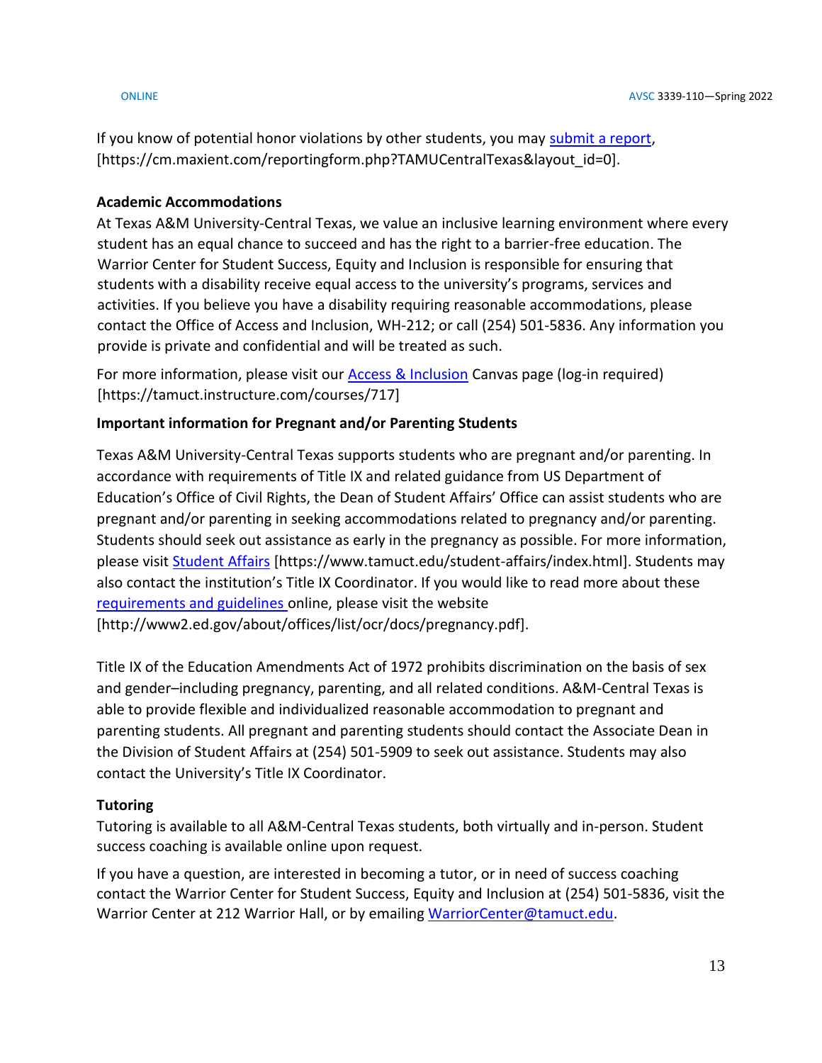If you know of potential honor violations by other students, you may [submit a report](https://cm.maxient.com/reportingform.php?TAMUCentralTexas&layout_id=0), [https://cm.maxient.com/reportingform.php?TAMUCentralTexas&layout_id=0].

### Academic Accommodations

At Texas A&M University-Central Texas, we value an inclusive learning environment where every student has an equal chance to succeed and has the right to a barrier-free education. The Warrior Center for Student Success, Equity and Inclusion is responsible for ensuring that students with a disability receive equal access to the university's programs, services and activities. If you believe you have a disability requiring reasonable accommodations, please contact the Office of Access and Inclusion, WH-212; or call (254) 501-5836. Any information you provide is private and confidential and will be treated as such.

For more information, please visit our [Access & Inclusion](https://tamuct.instructure.com/courses/717) Canvas page (log-in required) [https://tamuct.instructure.com/courses/717]

### Important information for Pregnant and/or Parenting Students

Texas A&M University-Central Texas supports students who are pregnant and/or parenting. In accordance with requirements of Title IX and related guidance from US Department of Education's Office of Civil Rights, the Dean of Student Affairs' Office can assist students who are pregnant and/or parenting in seeking accommodations related to pregnancy and/or parenting. Students should seek out assistance as early in the pregnancy as possible. For more information, please visit [Student Affairs](https://www.tamuct.edu/student-affairs/index.html) [https://www.tamuct.edu/student-affairs/index.html]. Students may also contact the institution's Title IX Coordinator. If you would like to read more about these [requirements and guidelines](http://www2.ed.gov/about/offices/list/ocr/docs/pregnancy.pdf) online, please visit the website [http://www2.ed.gov/about/offices/list/ocr/docs/pregnancy.pdf].

Title IX of the Education Amendments Act of 1972 prohibits discrimination on the basis of sex and gender–including pregnancy, parenting, and all related conditions. A&M-Central Texas is able to provide flexible and individualized reasonable accommodation to pregnant and parenting students. All pregnant and parenting students should contact the Associate Dean in the Division of Student Affairs at (254) 501-5909 to seek out assistance. Students may also contact the University's Title IX Coordinator.

### Tutoring

Tutoring is available to all A&M-Central Texas students, both virtually and in-person. Student success coaching is available online upon request.

If you have a question, are interested in becoming a tutor, or in need of success coaching contact the Warrior Center for Student Success, Equity and Inclusion at (254) 501-5836, visit the Warrior Center at 212 Warrior Hall, or by emailing [WarriorCenter@tamuct.edu](mailto:WarriorCenter@tamuct.edu).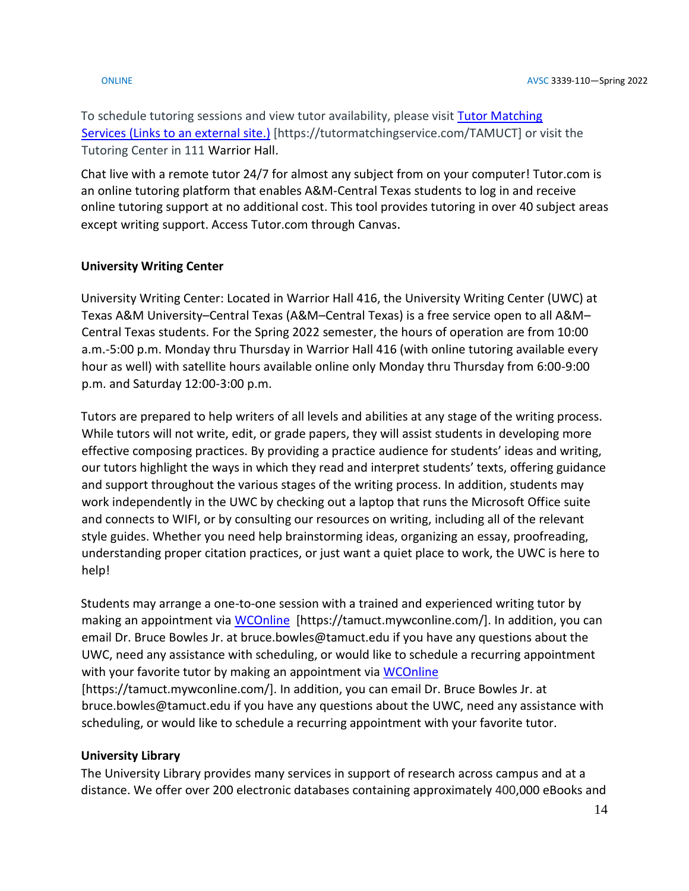To schedule tutoring sessions and view tutor availability, please visit [Tutor Matching Services (Links to an external site.)](https://tutormatchingservice.com/TAMUCT) [https://tutormatchingservice.com/TAMUCT] or visit the Tutoring Center in 111 Warrior Hall.

Chat live with a remote tutor 24/7 for almost any subject from on your computer! Tutor.com is an online tutoring platform that enables A&M-Central Texas students to log in and receive online tutoring support at no additional cost. This tool provides tutoring in over 40 subject areas except writing support. Access Tutor.com through Canvas.

**University Writing Center**

University Writing Center: Located in Warrior Hall 416, the University Writing Center (UWC) at Texas A&M University–Central Texas (A&M–Central Texas) is a free service open to all A&M–Central Texas students. For the Spring 2022 semester, the hours of operation are from 10:00 a.m.-5:00 p.m. Monday thru Thursday in Warrior Hall 416 (with online tutoring available every hour as well) with satellite hours available online only Monday thru Thursday from 6:00-9:00 p.m. and Saturday 12:00-3:00 p.m.

Tutors are prepared to help writers of all levels and abilities at any stage of the writing process. While tutors will not write, edit, or grade papers, they will assist students in developing more effective composing practices. By providing a practice audience for students' ideas and writing, our tutors highlight the ways in which they read and interpret students' texts, offering guidance and support throughout the various stages of the writing process. In addition, students may work independently in the UWC by checking out a laptop that runs the Microsoft Office suite and connects to WIFI, or by consulting our resources on writing, including all of the relevant style guides. Whether you need help brainstorming ideas, organizing an essay, proofreading, understanding proper citation practices, or just want a quiet place to work, the UWC is here to help!

Students may arrange a one-to-one session with a trained and experienced writing tutor by making an appointment via [WCOnline](https://tamuct.mywconline.com/) [https://tamuct.mywconline.com/]. In addition, you can email Dr. Bruce Bowles Jr. at bruce.bowles@tamuct.edu if you have any questions about the UWC, need any assistance with scheduling, or would like to schedule a recurring appointment with your favorite tutor by making an appointment via [WCOnline](https://tamuct.mywconline.com/) [https://tamuct.mywconline.com/]. In addition, you can email Dr. Bruce Bowles Jr. at bruce.bowles@tamuct.edu if you have any questions about the UWC, need any assistance with scheduling, or would like to schedule a recurring appointment with your favorite tutor.

**University Library**

The University Library provides many services in support of research across campus and at a distance. We offer over 200 electronic databases containing approximately 400,000 eBooks and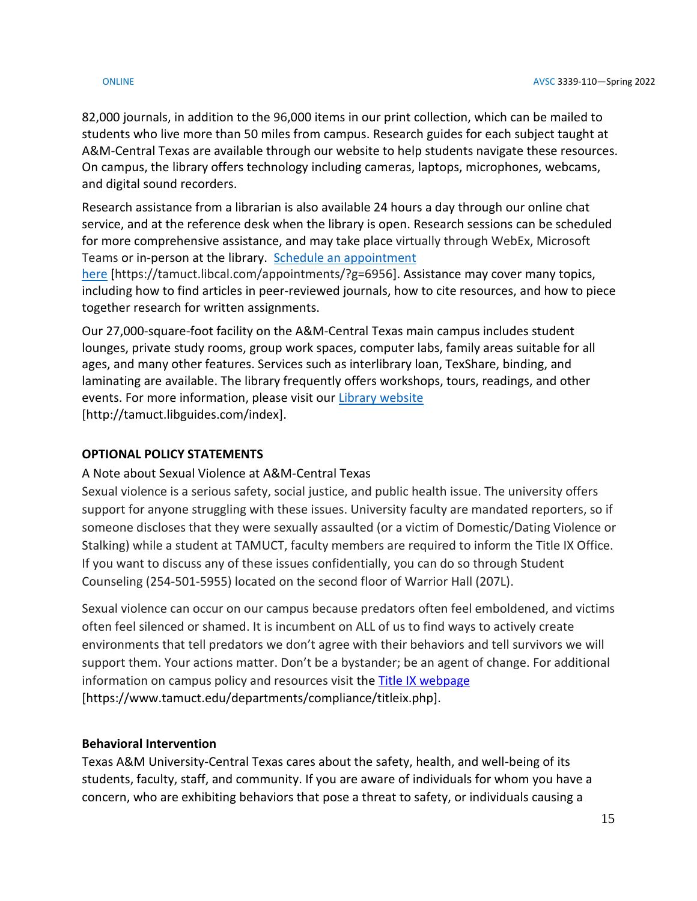82,000 journals, in addition to the 96,000 items in our print collection, which can be mailed to students who live more than 50 miles from campus. Research guides for each subject taught at A&M-Central Texas are available through our website to help students navigate these resources. On campus, the library offers technology including cameras, laptops, microphones, webcams, and digital sound recorders.

Research assistance from a librarian is also available 24 hours a day through our online chat service, and at the reference desk when the library is open. Research sessions can be scheduled for more comprehensive assistance, and may take place virtually through WebEx, Microsoft Teams or in-person at the library. [Schedule an appointment here](https://tamuct.libcal.com/appointments/?g=6956) [https://tamuct.libcal.com/appointments/?g=6956]. Assistance may cover many topics, including how to find articles in peer-reviewed journals, how to cite resources, and how to piece together research for written assignments.

Our 27,000-square-foot facility on the A&M-Central Texas main campus includes student lounges, private study rooms, group work spaces, computer labs, family areas suitable for all ages, and many other features. Services such as interlibrary loan, TexShare, binding, and laminating are available. The library frequently offers workshops, tours, readings, and other events. For more information, please visit our [Library website](http://tamuct.libguides.com/index) [http://tamuct.libguides.com/index].

**OPTIONAL POLICY STATEMENTS**

A Note about Sexual Violence at A&M-Central Texas

Sexual violence is a serious safety, social justice, and public health issue. The university offers support for anyone struggling with these issues. University faculty are mandated reporters, so if someone discloses that they were sexually assaulted (or a victim of Domestic/Dating Violence or Stalking) while a student at TAMUCT, faculty members are required to inform the Title IX Office. If you want to discuss any of these issues confidentially, you can do so through Student Counseling (254-501-5955) located on the second floor of Warrior Hall (207L).

Sexual violence can occur on our campus because predators often feel emboldened, and victims often feel silenced or shamed. It is incumbent on ALL of us to find ways to actively create environments that tell predators we don't agree with their behaviors and tell survivors we will support them. Your actions matter. Don't be a bystander; be an agent of change. For additional information on campus policy and resources visit the [Title IX webpage](https://www.tamuct.edu/departments/compliance/titleix.php) [https://www.tamuct.edu/departments/compliance/titleix.php].

**Behavioral Intervention**

Texas A&M University-Central Texas cares about the safety, health, and well-being of its students, faculty, staff, and community. If you are aware of individuals for whom you have a concern, who are exhibiting behaviors that pose a threat to safety, or individuals causing a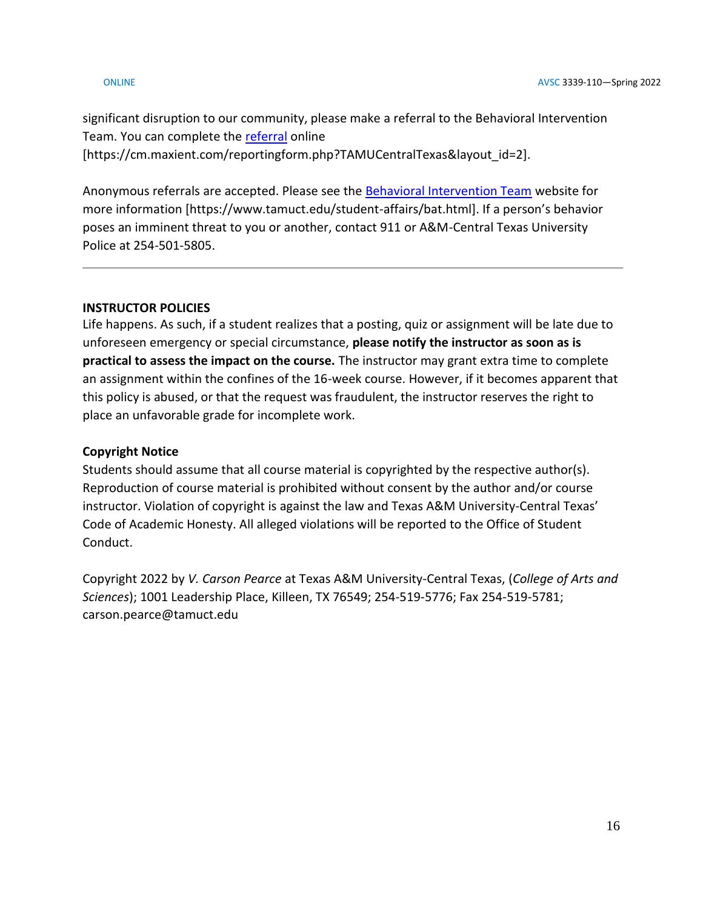significant disruption to our community, please make a referral to the Behavioral Intervention Team. You can complete the referral online [https://cm.maxient.com/reportingform.php?TAMUCentralTexas&layout_id=2].

Anonymous referrals are accepted. Please see the Behavioral Intervention Team website for more information [https://www.tamuct.edu/student-affairs/bat.html]. If a person's behavior poses an imminent threat to you or another, contact 911 or A&M-Central Texas University Police at 254-501-5805.

---

**INSTRUCTOR POLICIES**

Life happens. As such, if a student realizes that a posting, quiz or assignment will be late due to unforeseen emergency or special circumstance, **please notify the instructor as soon as is practical to assess the impact on the course.** The instructor may grant extra time to complete an assignment within the confines of the 16-week course. However, if it becomes apparent that this policy is abused, or that the request was fraudulent, the instructor reserves the right to place an unfavorable grade for incomplete work.

**Copyright Notice**

Students should assume that all course material is copyrighted by the respective author(s). Reproduction of course material is prohibited without consent by the author and/or course instructor. Violation of copyright is against the law and Texas A&M University-Central Texas' Code of Academic Honesty. All alleged violations will be reported to the Office of Student Conduct.

Copyright 2022 by *V. Carson Pearce* at Texas A&M University-Central Texas, (*College of Arts and Sciences*); 1001 Leadership Place, Killeen, TX 76549; 254-519-5776; Fax 254-519-5781; carson.pearce@tamuct.edu